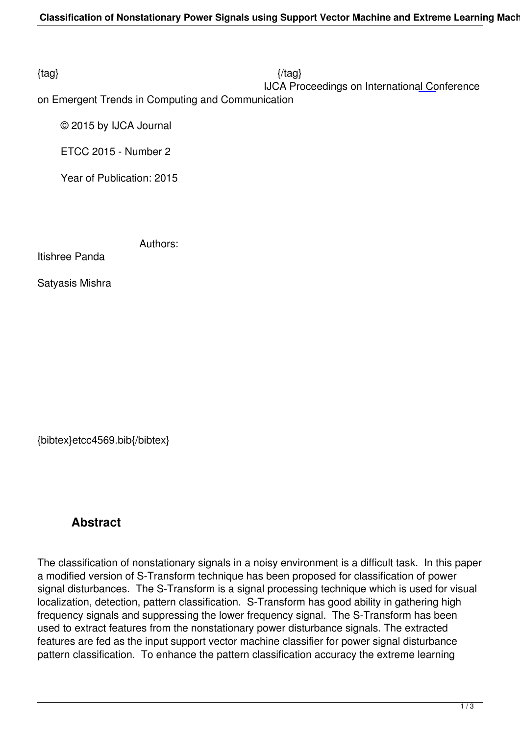{tag} {/tag}
IJCA Proceedings on International Conference on Emergent Trends in Computing and Communication

© 2015 by IJCA Journal

ETCC 2015 - Number 2

Year of Publication: 2015

Authors:

Itishree Panda

Satyasis Mishra

{bibtex}etcc4569.bib{/bibtex}

## Abstract

The classification of nonstationary signals in a noisy environment is a difficult task. In this paper a modified version of S-Transform technique has been proposed for classification of power signal disturbances. The S-Transform is a signal processing technique which is used for visual localization, detection, pattern classification. S-Transform has good ability in gathering high frequency signals and suppressing the lower frequency signal. The S-Transform has been used to extract features from the nonstationary power disturbance signals. The extracted features are fed as the input support vector machine classifier for power signal disturbance pattern classification. To enhance the pattern classification accuracy the extreme learning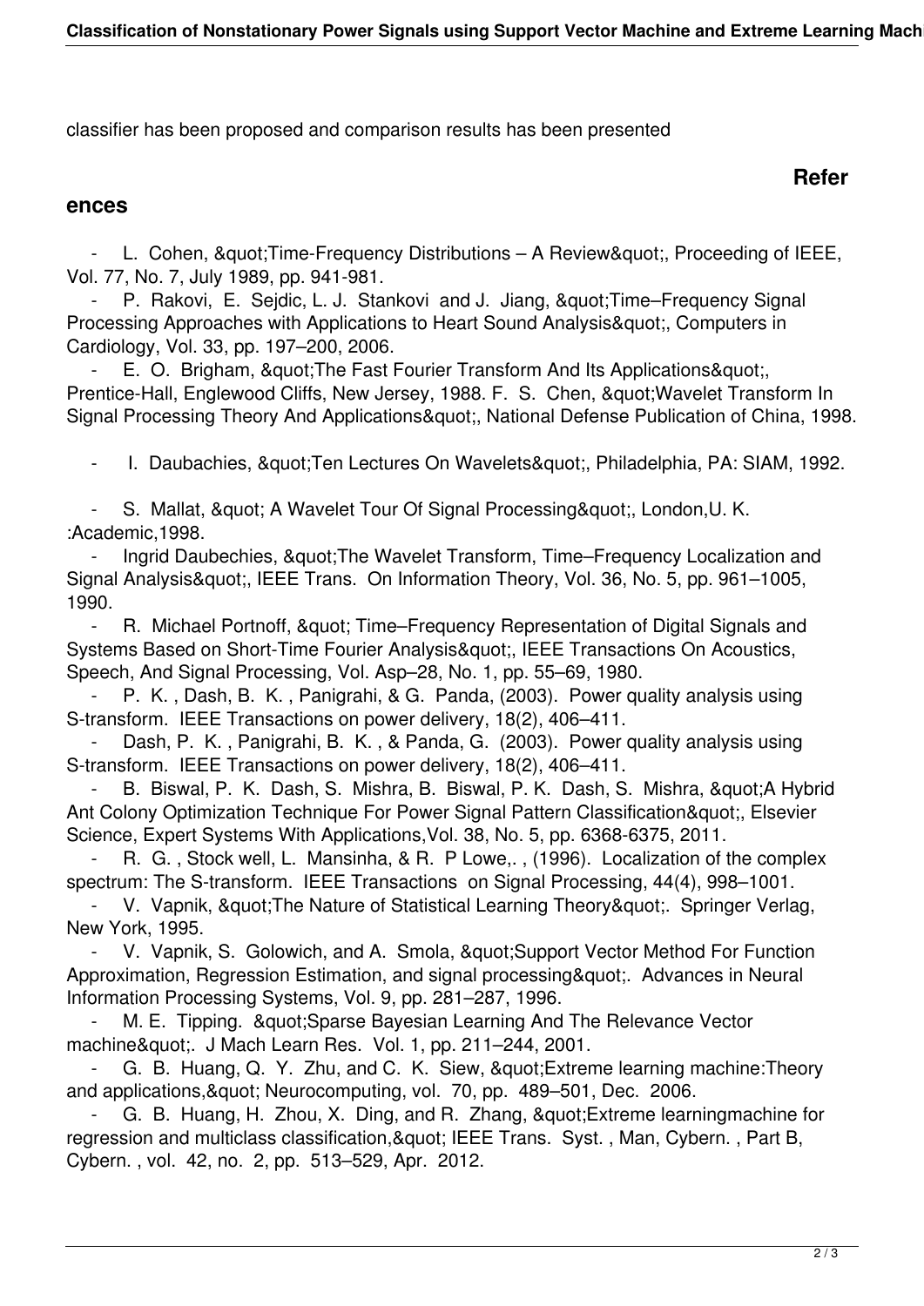classifier has been proposed and comparison results has been presented

## References

- L. Cohen, &quot;Time-Frequency Distributions – A Review&quot;, Proceeding of IEEE, Vol. 77, No. 7, July 1989, pp. 941-981.
- P. Rakovi, E. Sejdic, L. J. Stankovi and J. Jiang, &quot;Time–Frequency Signal Processing Approaches with Applications to Heart Sound Analysis&quot;, Computers in Cardiology, Vol. 33, pp. 197–200, 2006.
- E. O. Brigham, &quot;The Fast Fourier Transform And Its Applications&quot;, Prentice-Hall, Englewood Cliffs, New Jersey, 1988. F. S. Chen, &quot;Wavelet Transform In Signal Processing Theory And Applications&quot;, National Defense Publication of China, 1998.
- I. Daubachies, &quot;Ten Lectures On Wavelets&quot;, Philadelphia, PA: SIAM, 1992.
- S. Mallat, &quot; A Wavelet Tour Of Signal Processing&quot;, London,U. K. :Academic,1998.
- Ingrid Daubechies, &quot;The Wavelet Transform, Time–Frequency Localization and Signal Analysis&quot;, IEEE Trans. On Information Theory, Vol. 36, No. 5, pp. 961–1005, 1990.
- R. Michael Portnoff, &quot; Time–Frequency Representation of Digital Signals and Systems Based on Short-Time Fourier Analysis&quot;, IEEE Transactions On Acoustics, Speech, And Signal Processing, Vol. Asp–28, No. 1, pp. 55–69, 1980.
- P. K. , Dash, B. K. , Panigrahi, & G. Panda, (2003). Power quality analysis using S-transform. IEEE Transactions on power delivery, 18(2), 406–411.
- Dash, P. K. , Panigrahi, B. K. , & Panda, G. (2003). Power quality analysis using S-transform. IEEE Transactions on power delivery, 18(2), 406–411.
- B. Biswal, P. K. Dash, S. Mishra, B. Biswal, P. K. Dash, S. Mishra, &quot;A Hybrid Ant Colony Optimization Technique For Power Signal Pattern Classification&quot;, Elsevier Science, Expert Systems With Applications,Vol. 38, No. 5, pp. 6368-6375, 2011.
- R. G. , Stock well, L. Mansinha, & R. P Lowe,. , (1996). Localization of the complex spectrum: The S-transform. IEEE Transactions on Signal Processing, 44(4), 998–1001.
- V. Vapnik, &quot;The Nature of Statistical Learning Theory&quot;. Springer Verlag, New York, 1995.
- V. Vapnik, S. Golowich, and A. Smola, &quot;Support Vector Method For Function Approximation, Regression Estimation, and signal processing&quot;. Advances in Neural Information Processing Systems, Vol. 9, pp. 281–287, 1996.
- M. E. Tipping. &quot;Sparse Bayesian Learning And The Relevance Vector machine&quot;. J Mach Learn Res. Vol. 1, pp. 211–244, 2001.
- G. B. Huang, Q. Y. Zhu, and C. K. Siew, &quot;Extreme learning machine:Theory and applications,&quot; Neurocomputing, vol. 70, pp. 489–501, Dec. 2006.
- G. B. Huang, H. Zhou, X. Ding, and R. Zhang, &quot;Extreme learningmachine for regression and multiclass classification,&quot; IEEE Trans. Syst. , Man, Cybern. , Part B, Cybern. , vol. 42, no. 2, pp. 513–529, Apr. 2012.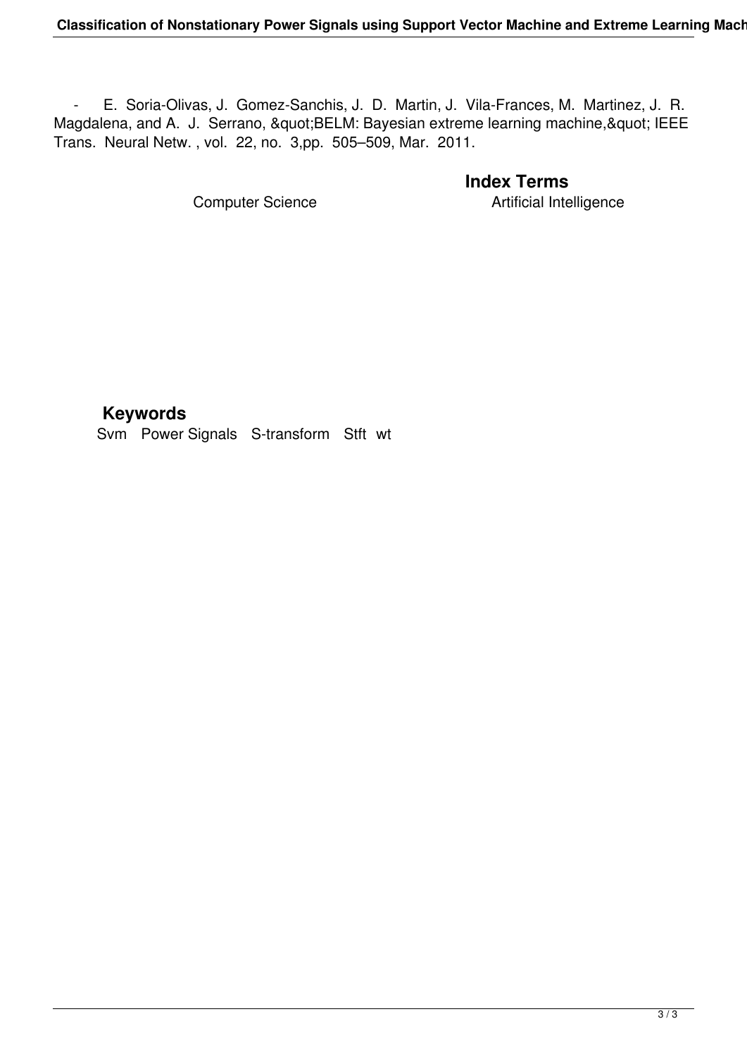- E. Soria-Olivas, J. Gomez-Sanchis, J. D. Martin, J. Vila-Frances, M. Martinez, J. R. Magdalena, and A. J. Serrano, &quot;BELM: Bayesian extreme learning machine,&quot; IEEE Trans. Neural Netw. , vol. 22, no. 3,pp. 505–509, Mar. 2011.

## Index Terms

Computer Science    Artificial Intelligence

## Keywords

Svm    Power Signals    S-transform    Stft    wt